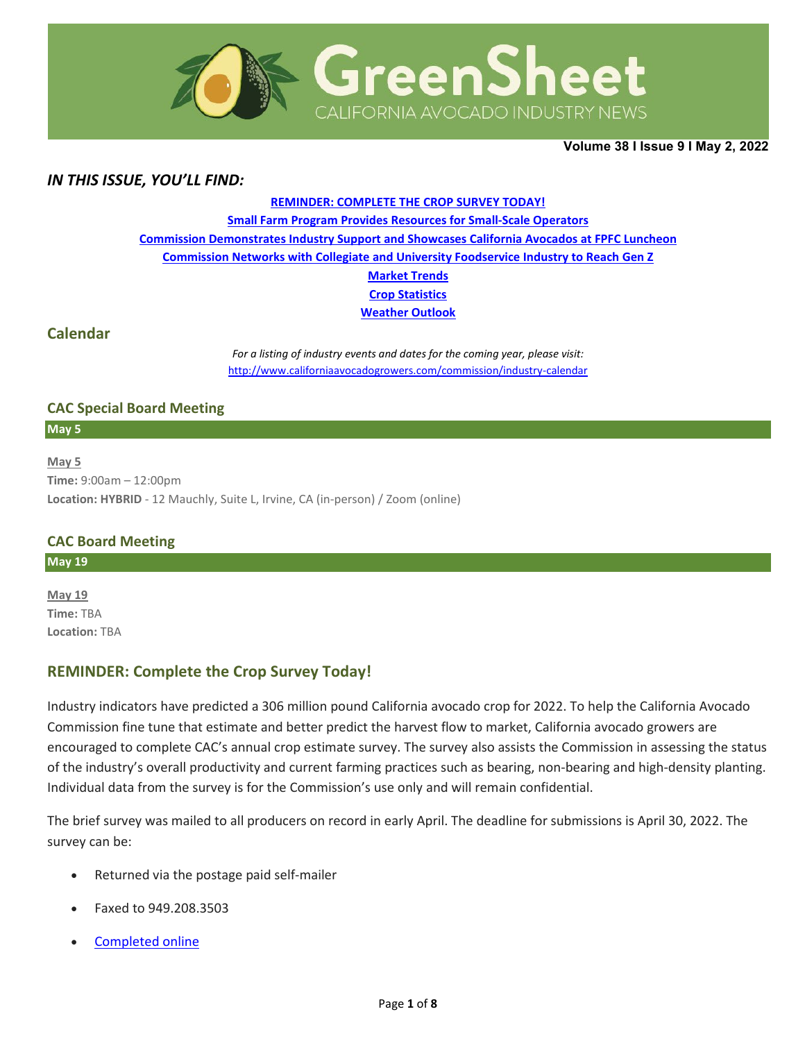# GreenSheet

CALIFORNIA AVOCADO INDUSTRY NEWS

**Volume 38 I Issue 9 I May 2, 2022**

## *IN THIS ISSUE, YOU'LL FIND:*

**REMINDER: COMPLETE THE CROP SURVEY TODAY!**

**Small Farm Program Provides Resources for Small-Scale Operators**

**Commission Demonstrates Industry Support and Showcases California Avocados at FPFC Luncheon**

**Commission Networks with Collegiate and University Foodservice Industry to Reach Gen Z**

**Market Trends**

**Crop Statistics**

**Weather Outlook**

## Calendar

*For a listing of industry events and dates for the coming year, please visit:*
http://www.californiaavocadogrowers.com/commission/industry-calendar

### CAC Special Board Meeting

**May 5**

May 5
**Time:** 9:00am – 12:00pm
**Location: HYBRID** - 12 Mauchly, Suite L, Irvine, CA (in-person) / Zoom (online)

### CAC Board Meeting

**May 19**

May 19
**Time:** TBA
**Location:** TBA

## REMINDER: Complete the Crop Survey Today!

Industry indicators have predicted a 306 million pound California avocado crop for 2022. To help the California Avocado Commission fine tune that estimate and better predict the harvest flow to market, California avocado growers are encouraged to complete CAC's annual crop estimate survey. The survey also assists the Commission in assessing the status of the industry's overall productivity and current farming practices such as bearing, non-bearing and high-density planting. Individual data from the survey is for the Commission's use only and will remain confidential.

The brief survey was mailed to all producers on record in early April. The deadline for submissions is April 30, 2022. The survey can be:

- Returned via the postage paid self-mailer
- Faxed to 949.208.3503
- Completed online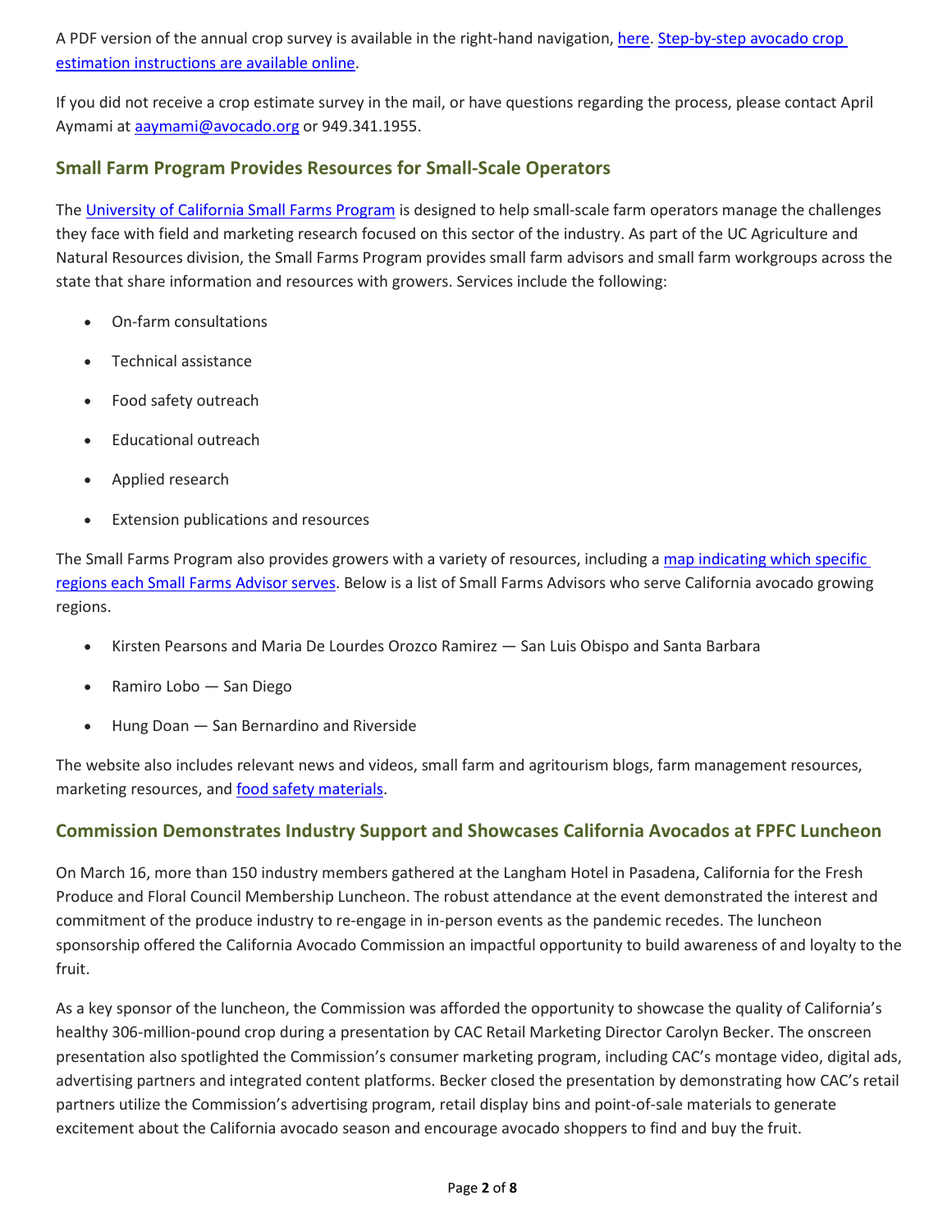A PDF version of the annual crop survey is available in the right-hand navigation, here. Step-by-step avocado crop estimation instructions are available online.

If you did not receive a crop estimate survey in the mail, or have questions regarding the process, please contact April Aymami at aaymami@avocado.org or 949.341.1955.

## Small Farm Program Provides Resources for Small-Scale Operators

The University of California Small Farms Program is designed to help small-scale farm operators manage the challenges they face with field and marketing research focused on this sector of the industry. As part of the UC Agriculture and Natural Resources division, the Small Farms Program provides small farm advisors and small farm workgroups across the state that share information and resources with growers. Services include the following:

- On-farm consultations
- Technical assistance
- Food safety outreach
- Educational outreach
- Applied research
- Extension publications and resources

The Small Farms Program also provides growers with a variety of resources, including a map indicating which specific regions each Small Farms Advisor serves. Below is a list of Small Farms Advisors who serve California avocado growing regions.

- Kirsten Pearsons and Maria De Lourdes Orozco Ramirez — San Luis Obispo and Santa Barbara
- Ramiro Lobo — San Diego
- Hung Doan — San Bernardino and Riverside

The website also includes relevant news and videos, small farm and agritourism blogs, farm management resources, marketing resources, and food safety materials.

## Commission Demonstrates Industry Support and Showcases California Avocados at FPFC Luncheon

On March 16, more than 150 industry members gathered at the Langham Hotel in Pasadena, California for the Fresh Produce and Floral Council Membership Luncheon. The robust attendance at the event demonstrated the interest and commitment of the produce industry to re-engage in in-person events as the pandemic recedes. The luncheon sponsorship offered the California Avocado Commission an impactful opportunity to build awareness of and loyalty to the fruit.

As a key sponsor of the luncheon, the Commission was afforded the opportunity to showcase the quality of California's healthy 306-million-pound crop during a presentation by CAC Retail Marketing Director Carolyn Becker. The onscreen presentation also spotlighted the Commission's consumer marketing program, including CAC's montage video, digital ads, advertising partners and integrated content platforms. Becker closed the presentation by demonstrating how CAC's retail partners utilize the Commission's advertising program, retail display bins and point-of-sale materials to generate excitement about the California avocado season and encourage avocado shoppers to find and buy the fruit.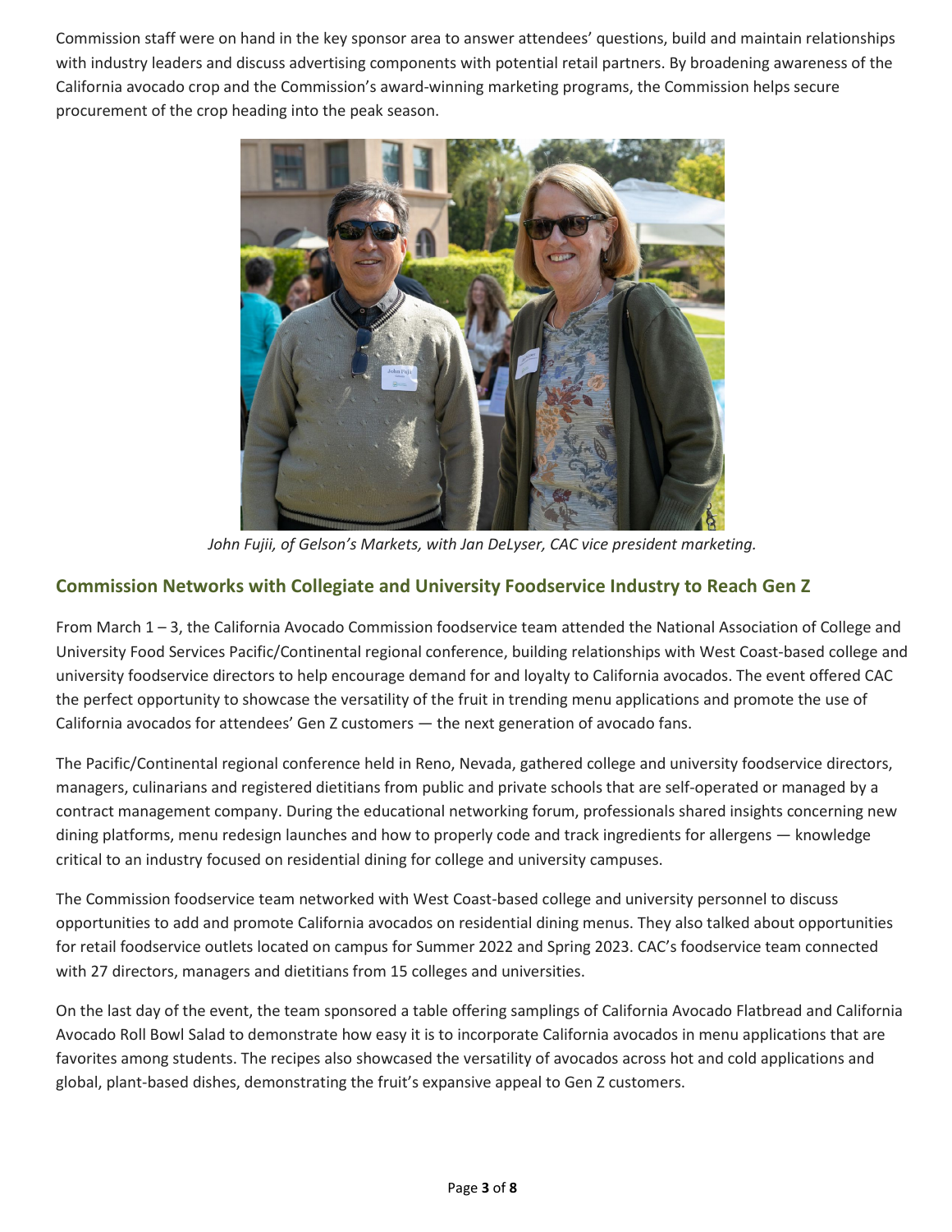Commission staff were on hand in the key sponsor area to answer attendees' questions, build and maintain relationships with industry leaders and discuss advertising components with potential retail partners. By broadening awareness of the California avocado crop and the Commission's award-winning marketing programs, the Commission helps secure procurement of the crop heading into the peak season.

*John Fujii, of Gelson's Markets, with Jan DeLyser, CAC vice president marketing.*

## Commission Networks with Collegiate and University Foodservice Industry to Reach Gen Z

From March 1 – 3, the California Avocado Commission foodservice team attended the National Association of College and University Food Services Pacific/Continental regional conference, building relationships with West Coast-based college and university foodservice directors to help encourage demand for and loyalty to California avocados. The event offered CAC the perfect opportunity to showcase the versatility of the fruit in trending menu applications and promote the use of California avocados for attendees' Gen Z customers — the next generation of avocado fans.

The Pacific/Continental regional conference held in Reno, Nevada, gathered college and university foodservice directors, managers, culinarians and registered dietitians from public and private schools that are self-operated or managed by a contract management company. During the educational networking forum, professionals shared insights concerning new dining platforms, menu redesign launches and how to properly code and track ingredients for allergens — knowledge critical to an industry focused on residential dining for college and university campuses.

The Commission foodservice team networked with West Coast-based college and university personnel to discuss opportunities to add and promote California avocados on residential dining menus. They also talked about opportunities for retail foodservice outlets located on campus for Summer 2022 and Spring 2023. CAC's foodservice team connected with 27 directors, managers and dietitians from 15 colleges and universities.

On the last day of the event, the team sponsored a table offering samplings of California Avocado Flatbread and California Avocado Roll Bowl Salad to demonstrate how easy it is to incorporate California avocados in menu applications that are favorites among students. The recipes also showcased the versatility of avocados across hot and cold applications and global, plant-based dishes, demonstrating the fruit's expansive appeal to Gen Z customers.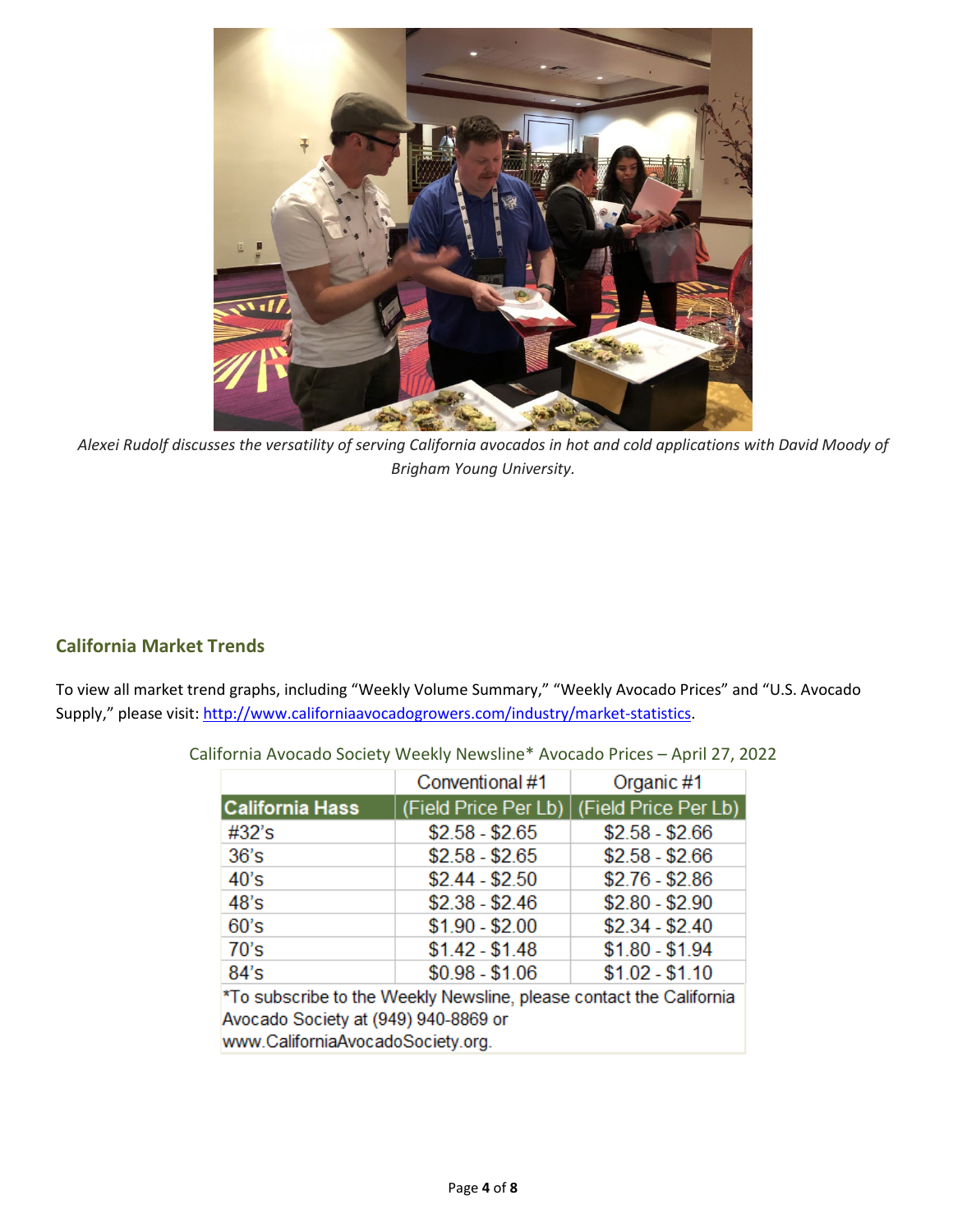*Alexei Rudolf discusses the versatility of serving California avocados in hot and cold applications with David Moody of Brigham Young University.*

## California Market Trends

To view all market trend graphs, including "Weekly Volume Summary," "Weekly Avocado Prices" and "U.S. Avocado Supply," please visit: [http://www.californiaavocadogrowers.com/industry/market-statistics](http://www.californiaavocadogrowers.com/industry/market-statistics).

California Avocado Society Weekly Newsline* Avocado Prices – April 27, 2022

| | Conventional #1 | Organic #1 |
|---|---|---|
| **California Hass** | (Field Price Per Lb) | (Field Price Per Lb) |
| #32's | $2.58 - $2.65 | $2.58 - $2.66 |
| 36's | $2.58 - $2.65 | $2.58 - $2.66 |
| 40's | $2.44 - $2.50 | $2.76 - $2.86 |
| 48's | $2.38 - $2.46 | $2.80 - $2.90 |
| 60's | $1.90 - $2.00 | $2.34 - $2.40 |
| 70's | $1.42 - $1.48 | $1.80 - $1.94 |
| 84's | $0.98 - $1.06 | $1.02 - $1.10 |

*To subscribe to the Weekly Newsline, please contact the California Avocado Society at (949) 940-8869 or www.CaliforniaAvocadoSociety.org.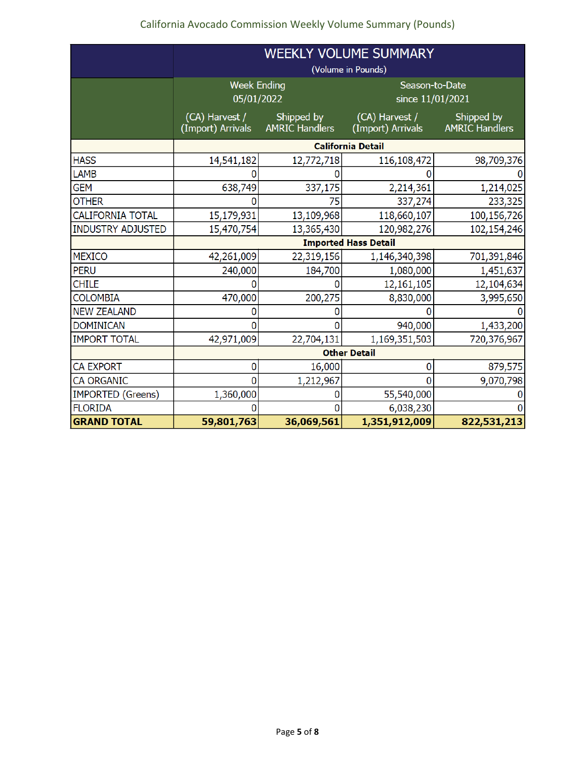# California Avocado Commission Weekly Volume Summary (Pounds)

| | WEEKLY VOLUME SUMMARY (Volume in Pounds) | | | |
|---|---|---|---|---|
| | Week Ending 05/01/2022 | | Season-to-Date since 11/01/2021 | |
| | (CA) Harvest / (Import) Arrivals | Shipped by AMRIC Handlers | (CA) Harvest / (Import) Arrivals | Shipped by AMRIC Handlers |
| | **California Detail** | | | |
| HASS | 14,541,182 | 12,772,718 | 116,108,472 | 98,709,376 |
| LAMB | 0 | 0 | 0 | 0 |
| GEM | 638,749 | 337,175 | 2,214,361 | 1,214,025 |
| OTHER | 0 | 75 | 337,274 | 233,325 |
| CALIFORNIA TOTAL | 15,179,931 | 13,109,968 | 118,660,107 | 100,156,726 |
| INDUSTRY ADJUSTED | 15,470,754 | 13,365,430 | 120,982,276 | 102,154,246 |
| | **Imported Hass Detail** | | | |
| MEXICO | 42,261,009 | 22,319,156 | 1,146,340,398 | 701,391,846 |
| PERU | 240,000 | 184,700 | 1,080,000 | 1,451,637 |
| CHILE | 0 | 0 | 12,161,105 | 12,104,634 |
| COLOMBIA | 470,000 | 200,275 | 8,830,000 | 3,995,650 |
| NEW ZEALAND | 0 | 0 | 0 | 0 |
| DOMINICAN | 0 | 0 | 940,000 | 1,433,200 |
| IMPORT TOTAL | 42,971,009 | 22,704,131 | 1,169,351,503 | 720,376,967 |
| | **Other Detail** | | | |
| CA EXPORT | 0 | 16,000 | 0 | 879,575 |
| CA ORGANIC | 0 | 1,212,967 | 0 | 9,070,798 |
| IMPORTED (Greens) | 1,360,000 | 0 | 55,540,000 | 0 |
| FLORIDA | 0 | 0 | 6,038,230 | 0 |
| **GRAND TOTAL** | **59,801,763** | **36,069,561** | **1,351,912,009** | **822,531,213** |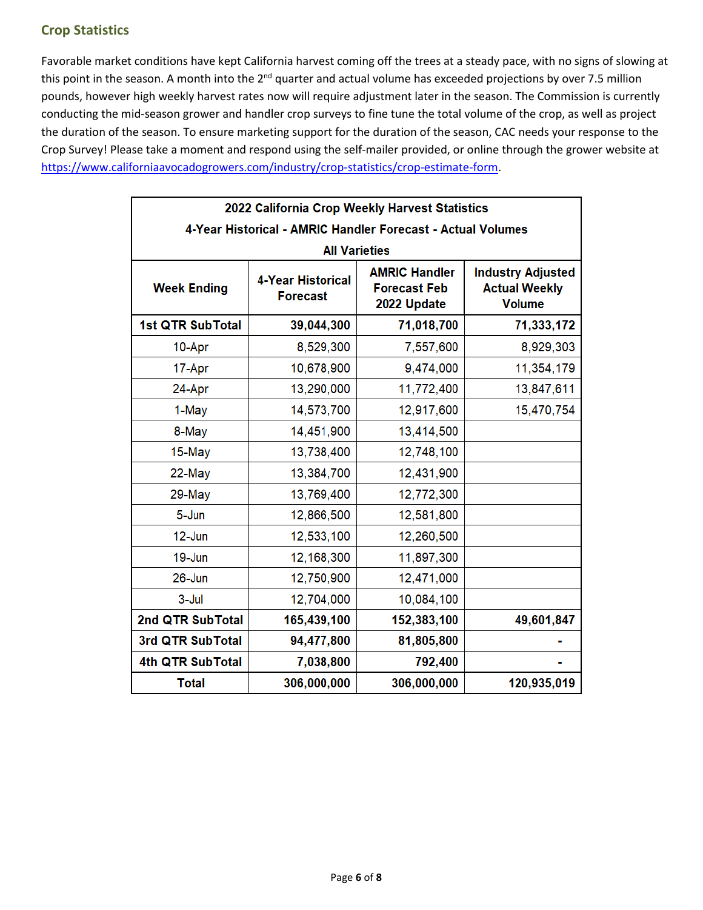## Crop Statistics

Favorable market conditions have kept California harvest coming off the trees at a steady pace, with no signs of slowing at this point in the season. A month into the 2nd quarter and actual volume has exceeded projections by over 7.5 million pounds, however high weekly harvest rates now will require adjustment later in the season. The Commission is currently conducting the mid-season grower and handler crop surveys to fine tune the total volume of the crop, as well as project the duration of the season. To ensure marketing support for the duration of the season, CAC needs your response to the Crop Survey! Please take a moment and respond using the self-mailer provided, or online through the grower website at [https://www.californiaavocadogrowers.com/industry/crop-statistics/crop-estimate-form](https://www.californiaavocadogrowers.com/industry/crop-statistics/crop-estimate-form).

**2022 California Crop Weekly Harvest Statistics**
**4-Year Historical - AMRIC Handler Forecast - Actual Volumes**
**All Varieties**

| Week Ending | 4-Year Historical Forecast | AMRIC Handler Forecast Feb 2022 Update | Industry Adjusted Actual Weekly Volume |
|---|---|---|---|
| **1st QTR SubTotal** | **39,044,300** | **71,018,700** | **71,333,172** |
| 10-Apr | 8,529,300 | 7,557,600 | 8,929,303 |
| 17-Apr | 10,678,900 | 9,474,000 | 11,354,179 |
| 24-Apr | 13,290,000 | 11,772,400 | 13,847,611 |
| 1-May | 14,573,700 | 12,917,600 | 15,470,754 |
| 8-May | 14,451,900 | 13,414,500 | |
| 15-May | 13,738,400 | 12,748,100 | |
| 22-May | 13,384,700 | 12,431,900 | |
| 29-May | 13,769,400 | 12,772,300 | |
| 5-Jun | 12,866,500 | 12,581,800 | |
| 12-Jun | 12,533,100 | 12,260,500 | |
| 19-Jun | 12,168,300 | 11,897,300 | |
| 26-Jun | 12,750,900 | 12,471,000 | |
| 3-Jul | 12,704,000 | 10,084,100 | |
| **2nd QTR SubTotal** | **165,439,100** | **152,383,100** | **49,601,847** |
| **3rd QTR SubTotal** | **94,477,800** | **81,805,800** | **-** |
| **4th QTR SubTotal** | **7,038,800** | **792,400** | **-** |
| **Total** | **306,000,000** | **306,000,000** | **120,935,019** |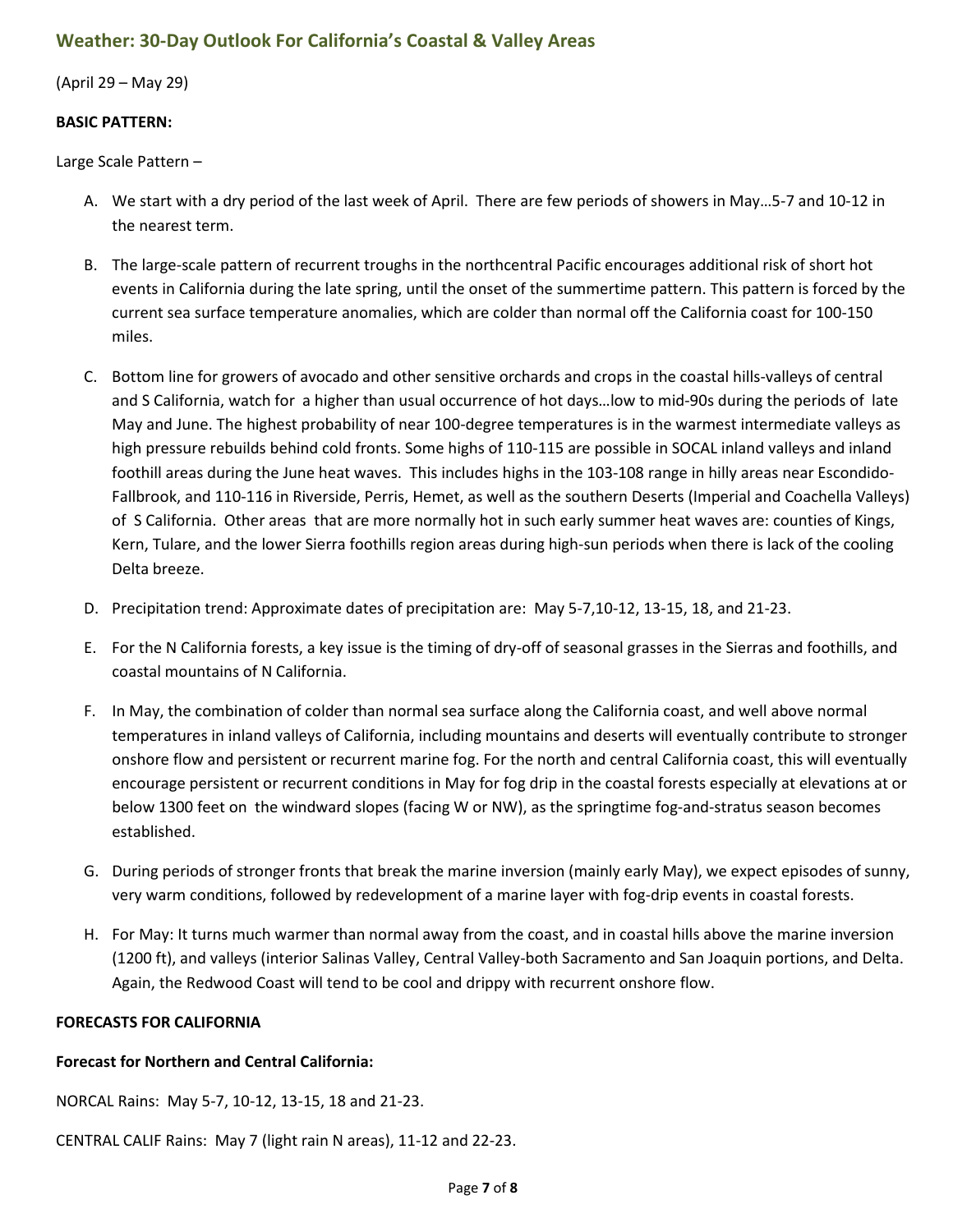## Weather: 30-Day Outlook For California's Coastal & Valley Areas

(April 29 – May 29)

**BASIC PATTERN:**

Large Scale Pattern –

A. We start with a dry period of the last week of April. There are few periods of showers in May…5-7 and 10-12 in the nearest term.

B. The large-scale pattern of recurrent troughs in the northcentral Pacific encourages additional risk of short hot events in California during the late spring, until the onset of the summertime pattern. This pattern is forced by the current sea surface temperature anomalies, which are colder than normal off the California coast for 100-150 miles.

C. Bottom line for growers of avocado and other sensitive orchards and crops in the coastal hills-valleys of central and S California, watch for a higher than usual occurrence of hot days…low to mid-90s during the periods of late May and June. The highest probability of near 100-degree temperatures is in the warmest intermediate valleys as high pressure rebuilds behind cold fronts. Some highs of 110-115 are possible in SOCAL inland valleys and inland foothill areas during the June heat waves. This includes highs in the 103-108 range in hilly areas near Escondido-Fallbrook, and 110-116 in Riverside, Perris, Hemet, as well as the southern Deserts (Imperial and Coachella Valleys) of S California. Other areas that are more normally hot in such early summer heat waves are: counties of Kings, Kern, Tulare, and the lower Sierra foothills region areas during high-sun periods when there is lack of the cooling Delta breeze.

D. Precipitation trend: Approximate dates of precipitation are: May 5-7,10-12, 13-15, 18, and 21-23.

E. For the N California forests, a key issue is the timing of dry-off of seasonal grasses in the Sierras and foothills, and coastal mountains of N California.

F. In May, the combination of colder than normal sea surface along the California coast, and well above normal temperatures in inland valleys of California, including mountains and deserts will eventually contribute to stronger onshore flow and persistent or recurrent marine fog. For the north and central California coast, this will eventually encourage persistent or recurrent conditions in May for fog drip in the coastal forests especially at elevations at or below 1300 feet on the windward slopes (facing W or NW), as the springtime fog-and-stratus season becomes established.

G. During periods of stronger fronts that break the marine inversion (mainly early May), we expect episodes of sunny, very warm conditions, followed by redevelopment of a marine layer with fog-drip events in coastal forests.

H. For May: It turns much warmer than normal away from the coast, and in coastal hills above the marine inversion (1200 ft), and valleys (interior Salinas Valley, Central Valley-both Sacramento and San Joaquin portions, and Delta. Again, the Redwood Coast will tend to be cool and drippy with recurrent onshore flow.

**FORECASTS FOR CALIFORNIA**

**Forecast for Northern and Central California:**

NORCAL Rains: May 5-7, 10-12, 13-15, 18 and 21-23.

CENTRAL CALIF Rains: May 7 (light rain N areas), 11-12 and 22-23.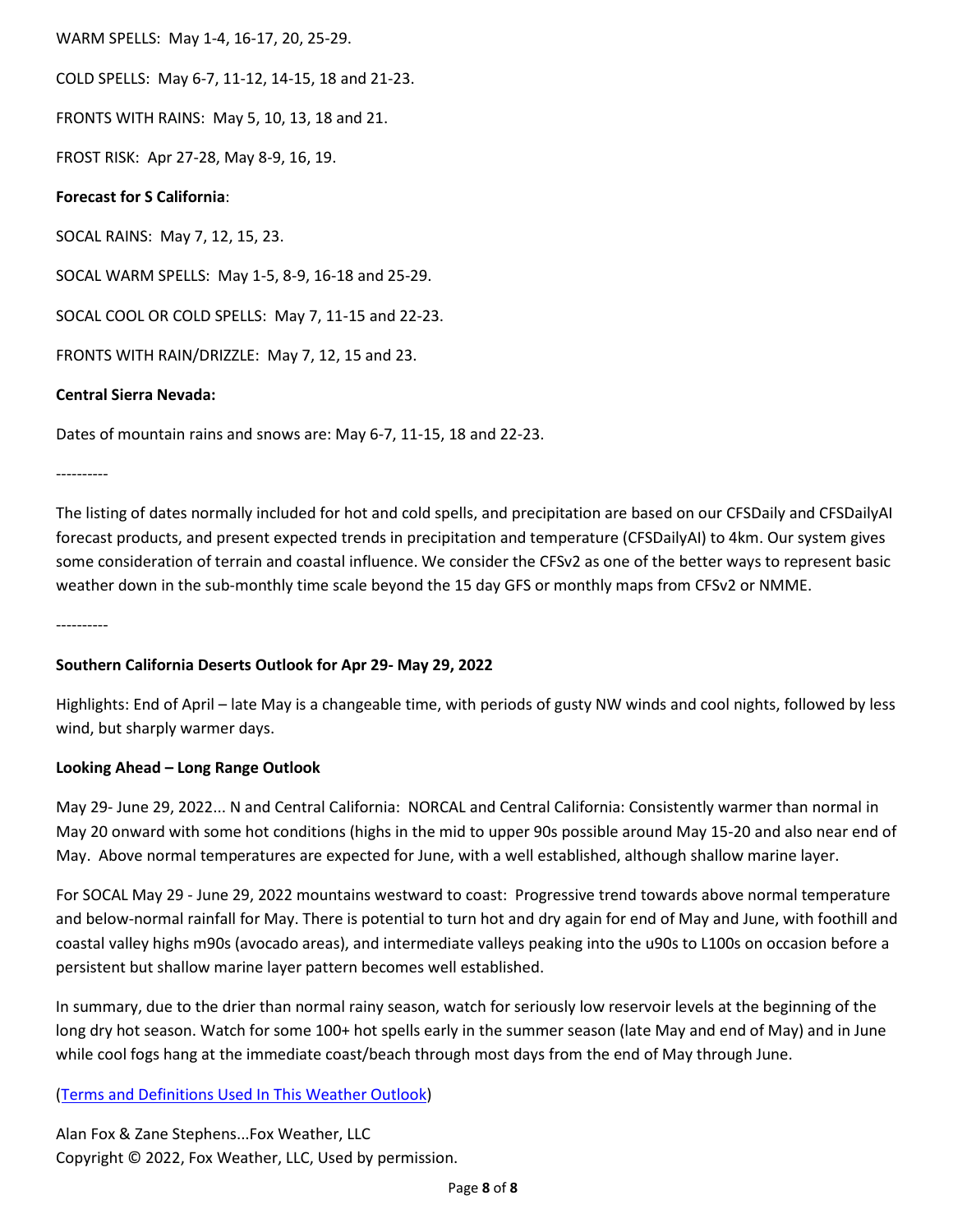WARM SPELLS: May 1-4, 16-17, 20, 25-29.

COLD SPELLS: May 6-7, 11-12, 14-15, 18 and 21-23.

FRONTS WITH RAINS: May 5, 10, 13, 18 and 21.

FROST RISK: Apr 27-28, May 8-9, 16, 19.

**Forecast for S California**:

SOCAL RAINS: May 7, 12, 15, 23.

SOCAL WARM SPELLS: May 1-5, 8-9, 16-18 and 25-29.

SOCAL COOL OR COLD SPELLS: May 7, 11-15 and 22-23.

FRONTS WITH RAIN/DRIZZLE: May 7, 12, 15 and 23.

**Central Sierra Nevada:**

Dates of mountain rains and snows are: May 6-7, 11-15, 18 and 22-23.

----------

The listing of dates normally included for hot and cold spells, and precipitation are based on our CFSDaily and CFSDailyAI forecast products, and present expected trends in precipitation and temperature (CFSDailyAI) to 4km. Our system gives some consideration of terrain and coastal influence. We consider the CFSv2 as one of the better ways to represent basic weather down in the sub-monthly time scale beyond the 15 day GFS or monthly maps from CFSv2 or NMME.

----------

**Southern California Deserts Outlook for Apr 29- May 29, 2022**

Highlights: End of April – late May is a changeable time, with periods of gusty NW winds and cool nights, followed by less wind, but sharply warmer days.

**Looking Ahead – Long Range Outlook**

May 29- June 29, 2022... N and Central California: NORCAL and Central California: Consistently warmer than normal in May 20 onward with some hot conditions (highs in the mid to upper 90s possible around May 15-20 and also near end of May. Above normal temperatures are expected for June, with a well established, although shallow marine layer.

For SOCAL May 29 - June 29, 2022 mountains westward to coast: Progressive trend towards above normal temperature and below-normal rainfall for May. There is potential to turn hot and dry again for end of May and June, with foothill and coastal valley highs m90s (avocado areas), and intermediate valleys peaking into the u90s to L100s on occasion before a persistent but shallow marine layer pattern becomes well established.

In summary, due to the drier than normal rainy season, watch for seriously low reservoir levels at the beginning of the long dry hot season. Watch for some 100+ hot spells early in the summer season (late May and end of May) and in June while cool fogs hang at the immediate coast/beach through most days from the end of May through June.

(Terms and Definitions Used In This Weather Outlook)

Alan Fox & Zane Stephens...Fox Weather, LLC
Copyright © 2022, Fox Weather, LLC, Used by permission.